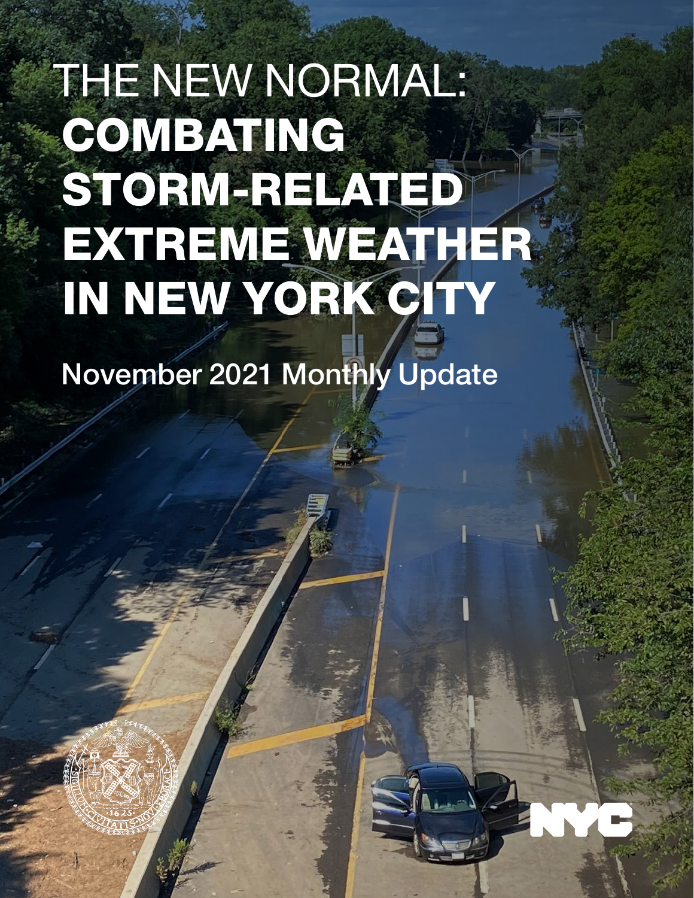# THE NEW NORMAL: COMBATING STORM-RELATED EXTREME WEATHER IN NEW YORK CITY

November 2021 Monthly Update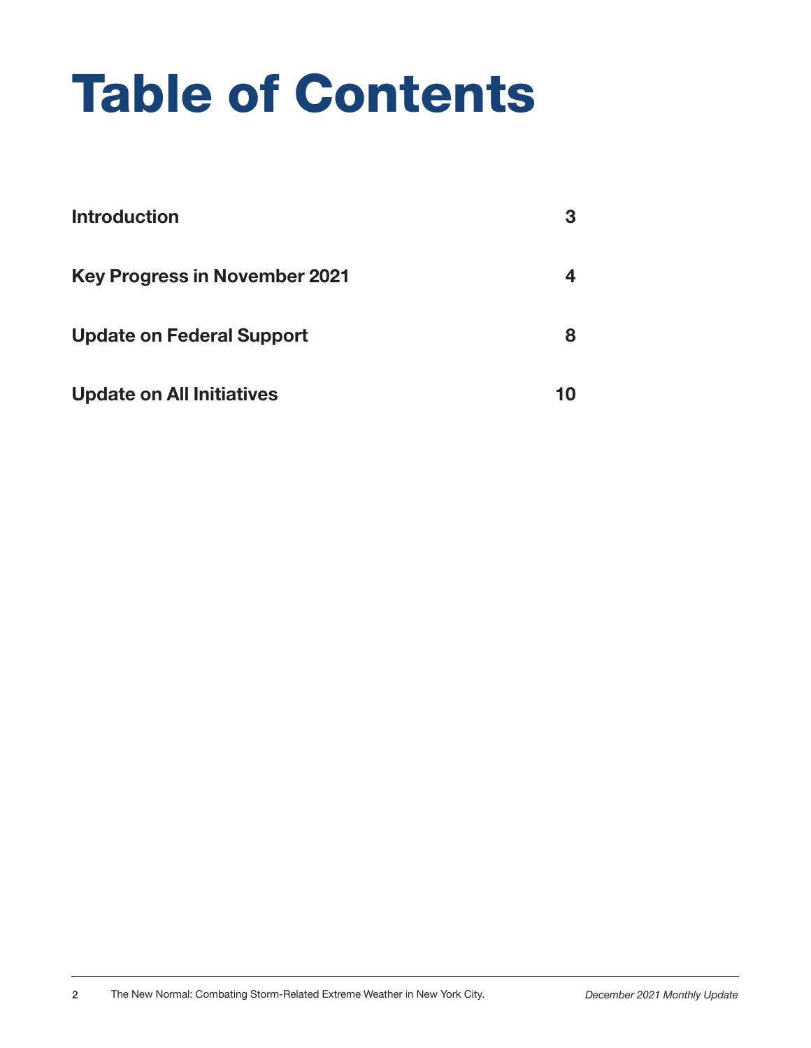# Table of Contents

| | |
|---|---|
| **Introduction** | **3** |
| **Key Progress in November 2021** | **4** |
| **Update on Federal Support** | **8** |
| **Update on All Initiatives** | **10** |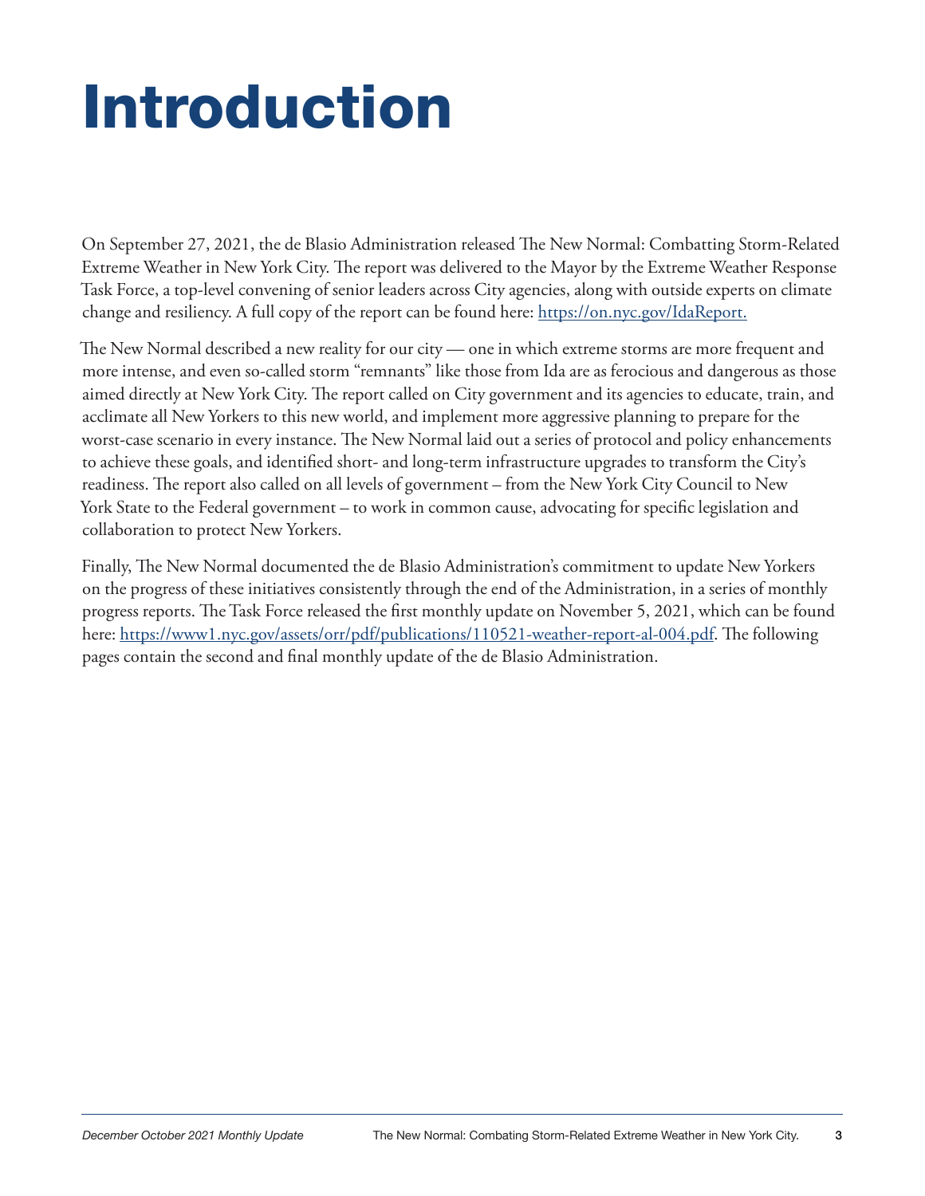# Introduction

On September 27, 2021, the de Blasio Administration released The New Normal: Combatting Storm-Related Extreme Weather in New York City. The report was delivered to the Mayor by the Extreme Weather Response Task Force, a top-level convening of senior leaders across City agencies, along with outside experts on climate change and resiliency. A full copy of the report can be found here: https://on.nyc.gov/IdaReport.

The New Normal described a new reality for our city — one in which extreme storms are more frequent and more intense, and even so-called storm "remnants" like those from Ida are as ferocious and dangerous as those aimed directly at New York City. The report called on City government and its agencies to educate, train, and acclimate all New Yorkers to this new world, and implement more aggressive planning to prepare for the worst-case scenario in every instance. The New Normal laid out a series of protocol and policy enhancements to achieve these goals, and identified short- and long-term infrastructure upgrades to transform the City's readiness. The report also called on all levels of government – from the New York City Council to New York State to the Federal government – to work in common cause, advocating for specific legislation and collaboration to protect New Yorkers.

Finally, The New Normal documented the de Blasio Administration's commitment to update New Yorkers on the progress of these initiatives consistently through the end of the Administration, in a series of monthly progress reports. The Task Force released the first monthly update on November 5, 2021, which can be found here: https://www1.nyc.gov/assets/orr/pdf/publications/110521-weather-report-al-004.pdf. The following pages contain the second and final monthly update of the de Blasio Administration.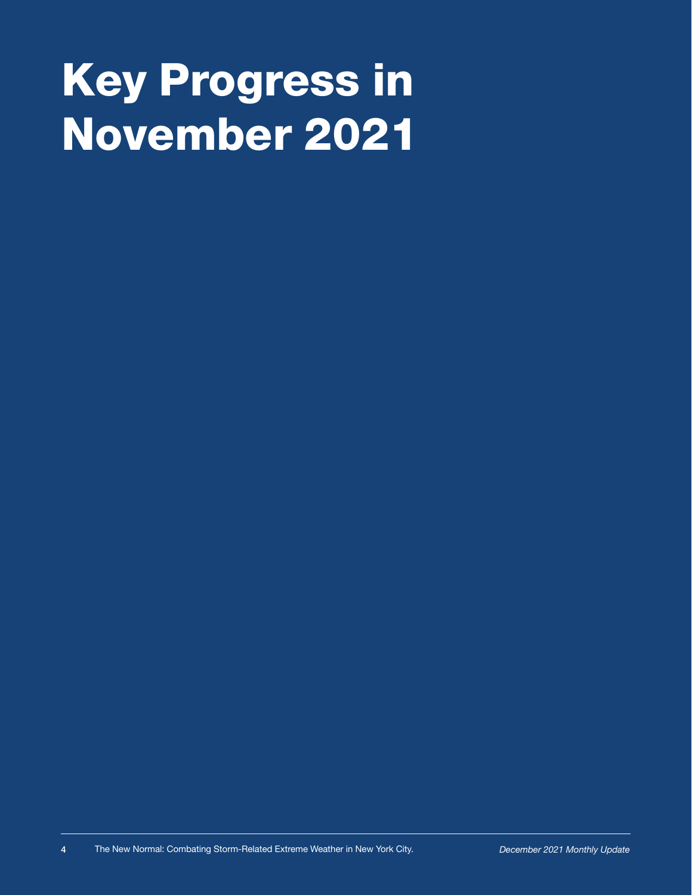# Key Progress in November 2021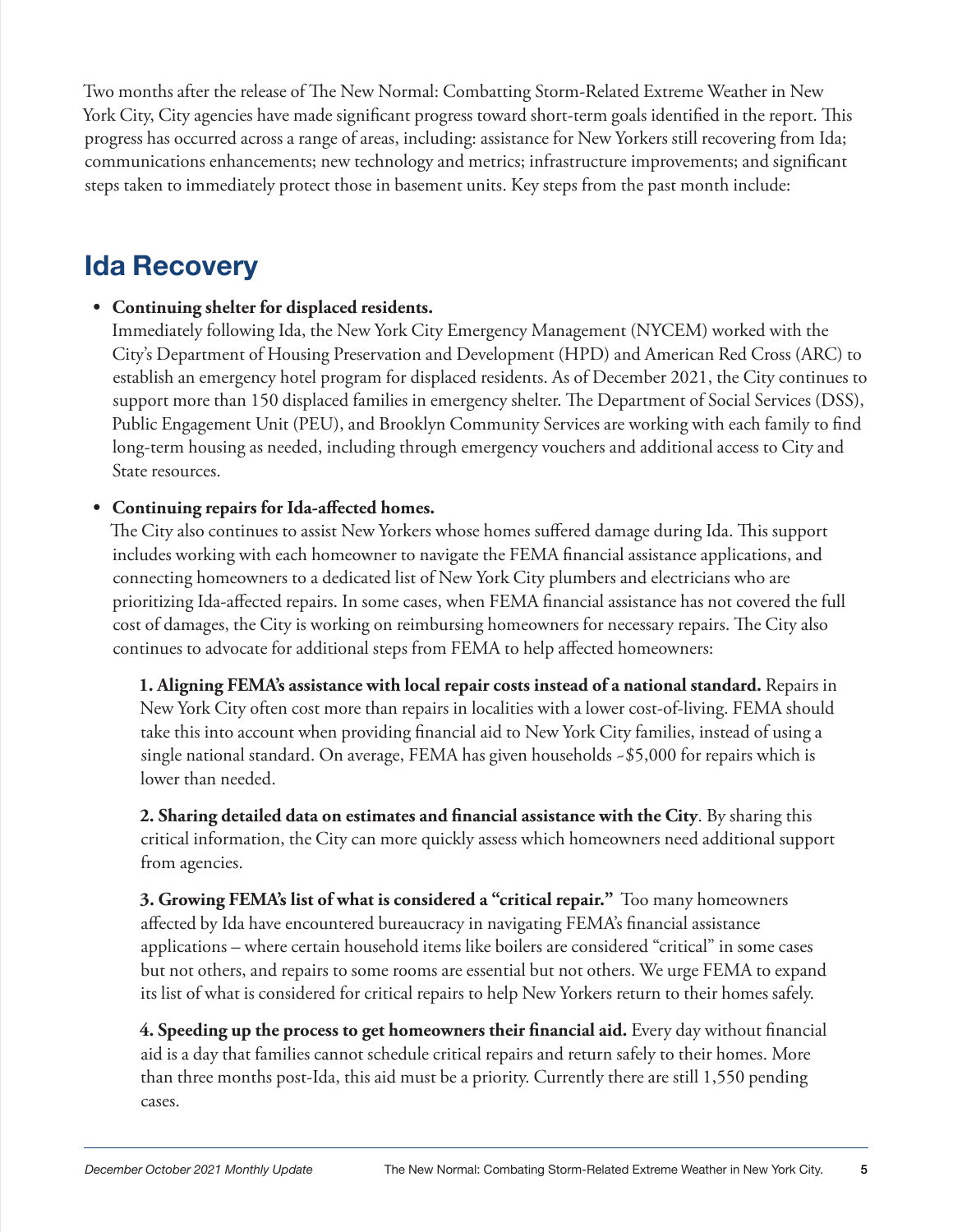Two months after the release of The New Normal: Combatting Storm-Related Extreme Weather in New York City, City agencies have made significant progress toward short-term goals identified in the report. This progress has occurred across a range of areas, including: assistance for New Yorkers still recovering from Ida; communications enhancements; new technology and metrics; infrastructure improvements; and significant steps taken to immediately protect those in basement units. Key steps from the past month include:

## Ida Recovery

- **Continuing shelter for displaced residents.**
  Immediately following Ida, the New York City Emergency Management (NYCEM) worked with the City's Department of Housing Preservation and Development (HPD) and American Red Cross (ARC) to establish an emergency hotel program for displaced residents. As of December 2021, the City continues to support more than 150 displaced families in emergency shelter. The Department of Social Services (DSS), Public Engagement Unit (PEU), and Brooklyn Community Services are working with each family to find long-term housing as needed, including through emergency vouchers and additional access to City and State resources.

- **Continuing repairs for Ida-affected homes.**
  The City also continues to assist New Yorkers whose homes suffered damage during Ida. This support includes working with each homeowner to navigate the FEMA financial assistance applications, and connecting homeowners to a dedicated list of New York City plumbers and electricians who are prioritizing Ida-affected repairs. In some cases, when FEMA financial assistance has not covered the full cost of damages, the City is working on reimbursing homeowners for necessary repairs. The City also continues to advocate for additional steps from FEMA to help affected homeowners:

  **1. Aligning FEMA's assistance with local repair costs instead of a national standard.** Repairs in New York City often cost more than repairs in localities with a lower cost-of-living. FEMA should take this into account when providing financial aid to New York City families, instead of using a single national standard. On average, FEMA has given households ~$5,000 for repairs which is lower than needed.

  **2. Sharing detailed data on estimates and financial assistance with the City**. By sharing this critical information, the City can more quickly assess which homeowners need additional support from agencies.

  **3. Growing FEMA's list of what is considered a "critical repair."** Too many homeowners affected by Ida have encountered bureaucracy in navigating FEMA's financial assistance applications – where certain household items like boilers are considered "critical" in some cases but not others, and repairs to some rooms are essential but not others. We urge FEMA to expand its list of what is considered for critical repairs to help New Yorkers return to their homes safely.

  **4. Speeding up the process to get homeowners their financial aid.** Every day without financial aid is a day that families cannot schedule critical repairs and return safely to their homes. More than three months post-Ida, this aid must be a priority. Currently there are still 1,550 pending cases.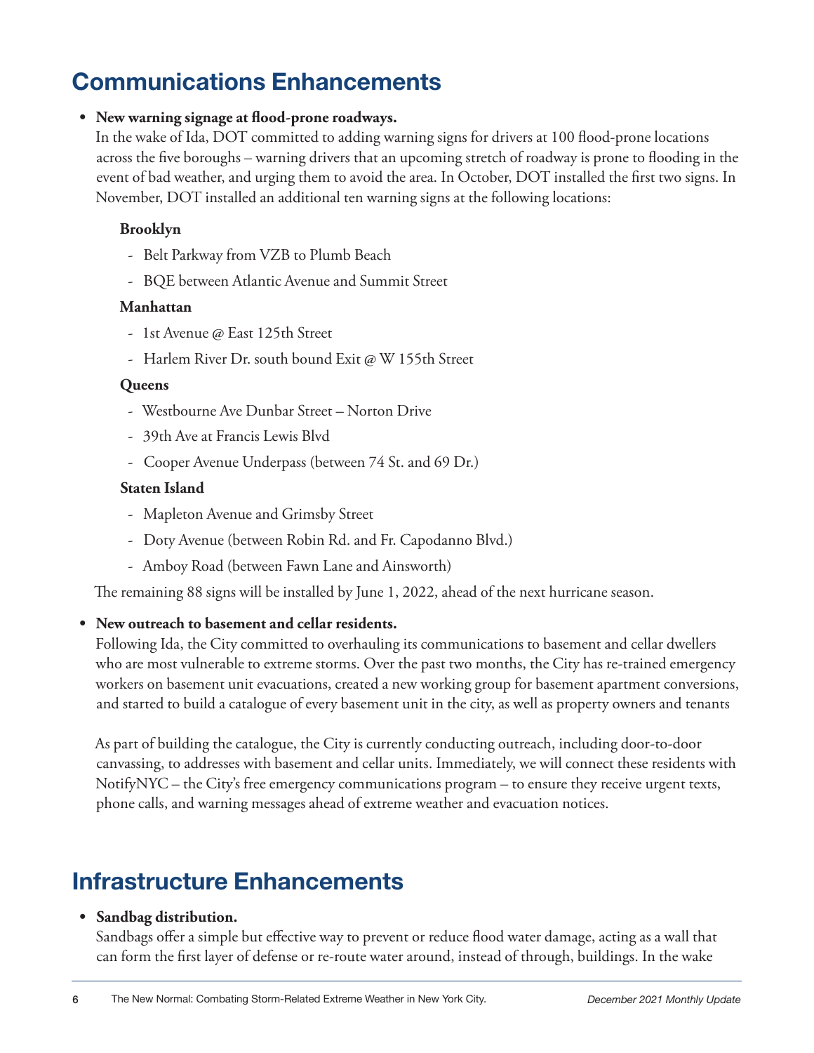## Communications Enhancements

- **New warning signage at flood-prone roadways.**
  In the wake of Ida, DOT committed to adding warning signs for drivers at 100 flood-prone locations across the five boroughs – warning drivers that an upcoming stretch of roadway is prone to flooding in the event of bad weather, and urging them to avoid the area. In October, DOT installed the first two signs. In November, DOT installed an additional ten warning signs at the following locations:

  **Brooklyn**

  - Belt Parkway from VZB to Plumb Beach
  - BQE between Atlantic Avenue and Summit Street

  **Manhattan**

  - 1st Avenue @ East 125th Street
  - Harlem River Dr. south bound Exit @ W 155th Street

  **Queens**

  - Westbourne Ave Dunbar Street – Norton Drive
  - 39th Ave at Francis Lewis Blvd
  - Cooper Avenue Underpass (between 74 St. and 69 Dr.)

  **Staten Island**

  - Mapleton Avenue and Grimsby Street
  - Doty Avenue (between Robin Rd. and Fr. Capodanno Blvd.)
  - Amboy Road (between Fawn Lane and Ainsworth)

  The remaining 88 signs will be installed by June 1, 2022, ahead of the next hurricane season.

- **New outreach to basement and cellar residents.**
  Following Ida, the City committed to overhauling its communications to basement and cellar dwellers who are most vulnerable to extreme storms. Over the past two months, the City has re-trained emergency workers on basement unit evacuations, created a new working group for basement apartment conversions, and started to build a catalogue of every basement unit in the city, as well as property owners and tenants

  As part of building the catalogue, the City is currently conducting outreach, including door-to-door canvassing, to addresses with basement and cellar units. Immediately, we will connect these residents with NotifyNYC – the City's free emergency communications program – to ensure they receive urgent texts, phone calls, and warning messages ahead of extreme weather and evacuation notices.

## Infrastructure Enhancements

- **Sandbag distribution.**
  Sandbags offer a simple but effective way to prevent or reduce flood water damage, acting as a wall that can form the first layer of defense or re-route water around, instead of through, buildings. In the wake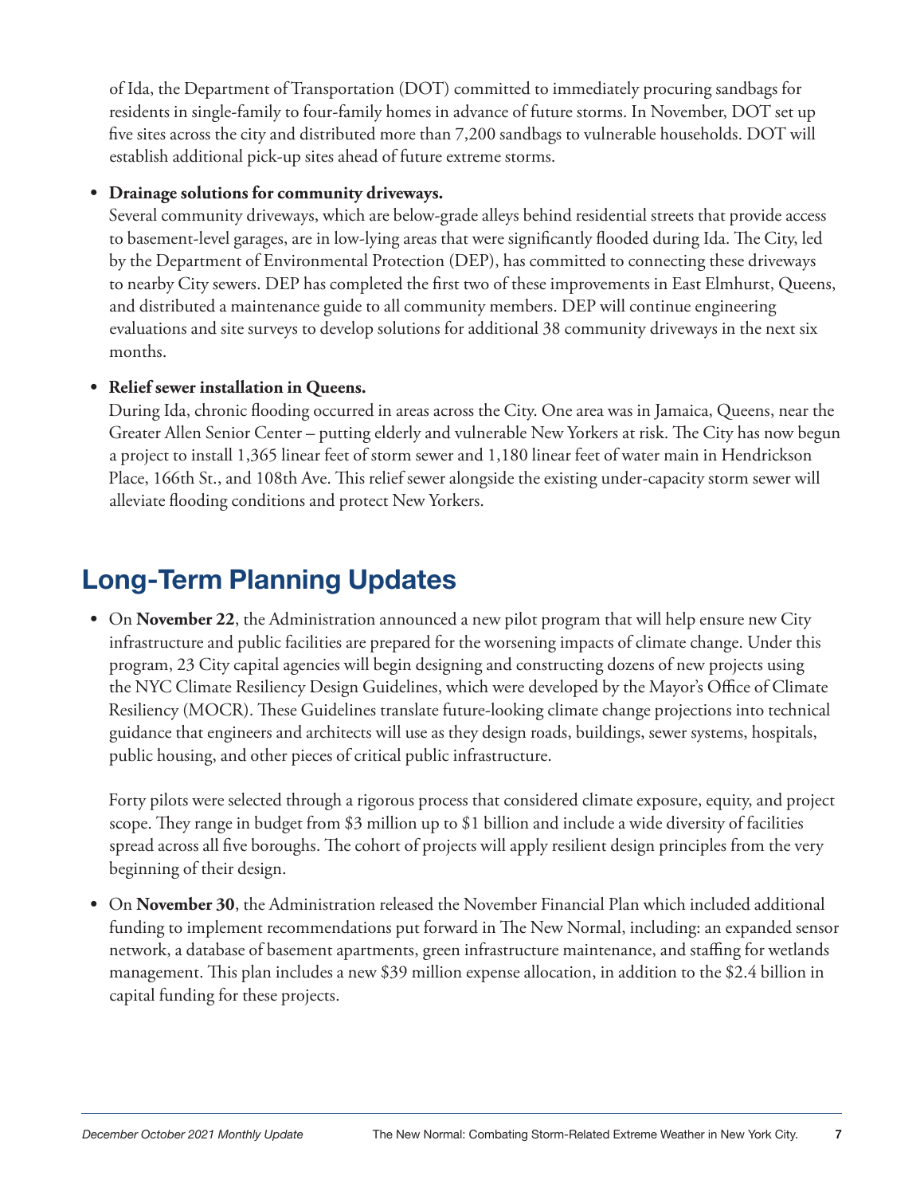of Ida, the Department of Transportation (DOT) committed to immediately procuring sandbags for residents in single-family to four-family homes in advance of future storms. In November, DOT set up five sites across the city and distributed more than 7,200 sandbags to vulnerable households. DOT will establish additional pick-up sites ahead of future extreme storms.

- **Drainage solutions for community driveways.**
  Several community driveways, which are below-grade alleys behind residential streets that provide access to basement-level garages, are in low-lying areas that were significantly flooded during Ida. The City, led by the Department of Environmental Protection (DEP), has committed to connecting these driveways to nearby City sewers. DEP has completed the first two of these improvements in East Elmhurst, Queens, and distributed a maintenance guide to all community members. DEP will continue engineering evaluations and site surveys to develop solutions for additional 38 community driveways in the next six months.

- **Relief sewer installation in Queens.**
  During Ida, chronic flooding occurred in areas across the City. One area was in Jamaica, Queens, near the Greater Allen Senior Center – putting elderly and vulnerable New Yorkers at risk. The City has now begun a project to install 1,365 linear feet of storm sewer and 1,180 linear feet of water main in Hendrickson Place, 166th St., and 108th Ave. This relief sewer alongside the existing under-capacity storm sewer will alleviate flooding conditions and protect New Yorkers.

## Long-Term Planning Updates

- On **November 22**, the Administration announced a new pilot program that will help ensure new City infrastructure and public facilities are prepared for the worsening impacts of climate change. Under this program, 23 City capital agencies will begin designing and constructing dozens of new projects using the NYC Climate Resiliency Design Guidelines, which were developed by the Mayor's Office of Climate Resiliency (MOCR). These Guidelines translate future-looking climate change projections into technical guidance that engineers and architects will use as they design roads, buildings, sewer systems, hospitals, public housing, and other pieces of critical public infrastructure.

  Forty pilots were selected through a rigorous process that considered climate exposure, equity, and project scope. They range in budget from $3 million up to $1 billion and include a wide diversity of facilities spread across all five boroughs. The cohort of projects will apply resilient design principles from the very beginning of their design.

- On **November 30**, the Administration released the November Financial Plan which included additional funding to implement recommendations put forward in The New Normal, including: an expanded sensor network, a database of basement apartments, green infrastructure maintenance, and staffing for wetlands management. This plan includes a new $39 million expense allocation, in addition to the $2.4 billion in capital funding for these projects.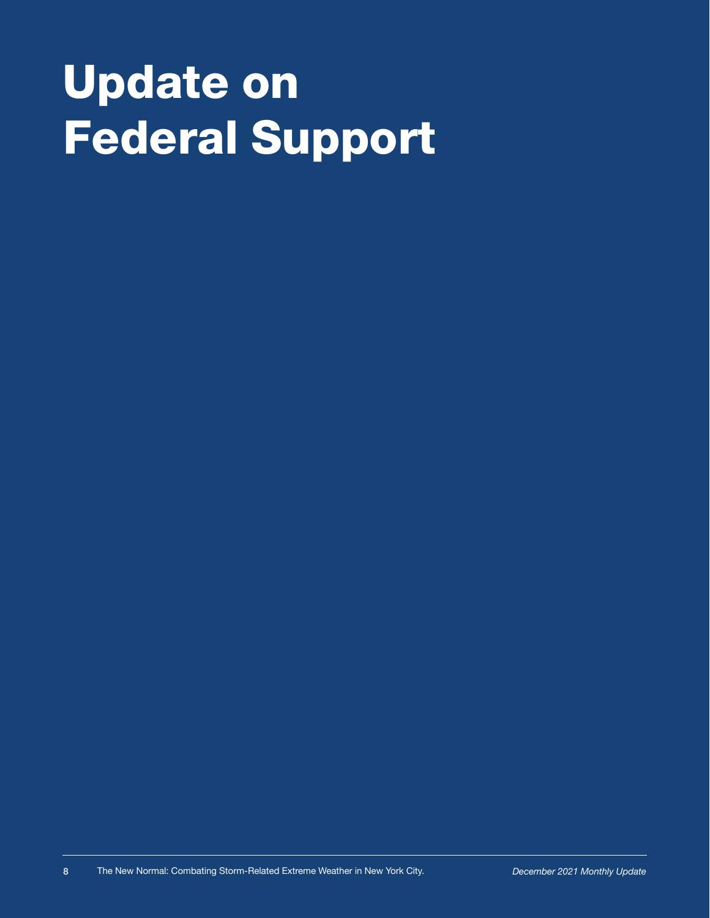# Update on Federal Support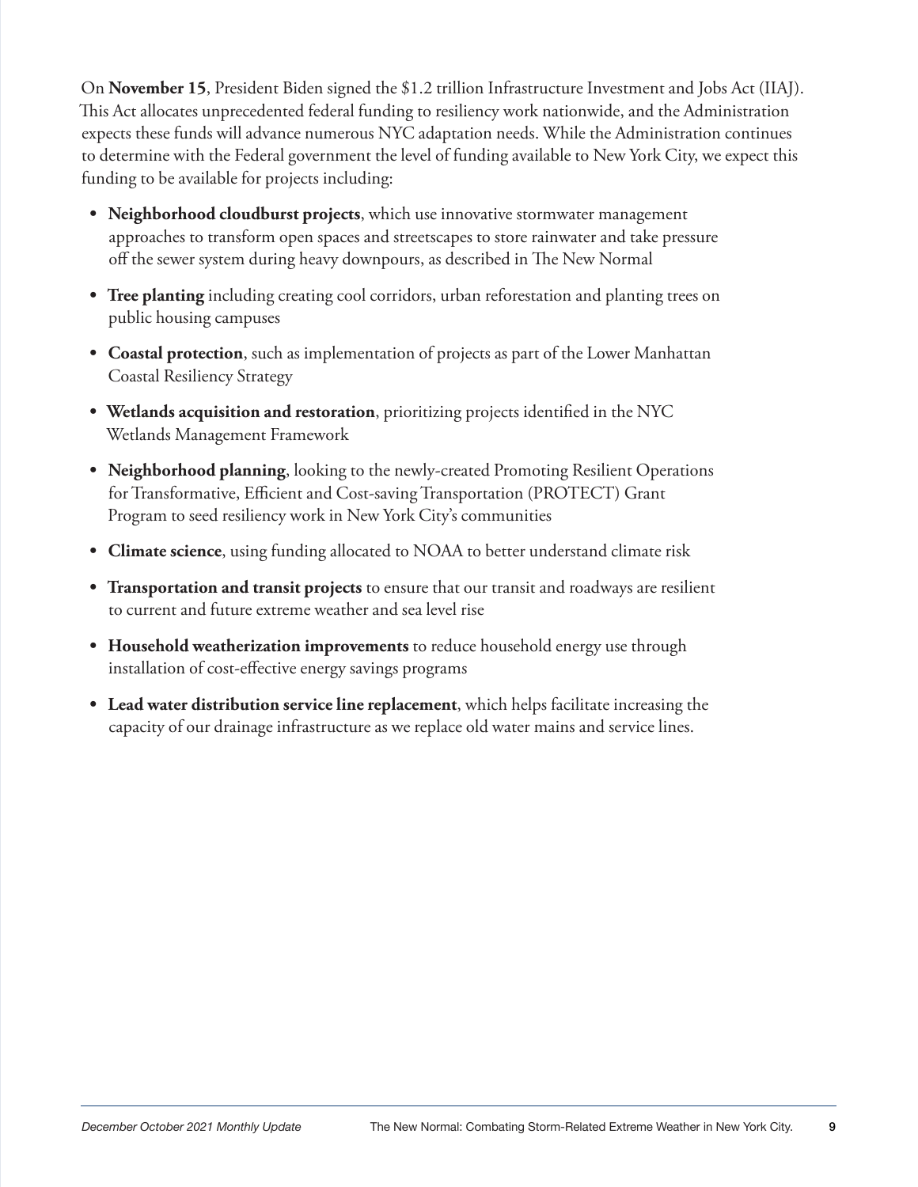On **November 15**, President Biden signed the $1.2 trillion Infrastructure Investment and Jobs Act (IIAJ). This Act allocates unprecedented federal funding to resiliency work nationwide, and the Administration expects these funds will advance numerous NYC adaptation needs. While the Administration continues to determine with the Federal government the level of funding available to New York City, we expect this funding to be available for projects including:

- **Neighborhood cloudburst projects**, which use innovative stormwater management approaches to transform open spaces and streetscapes to store rainwater and take pressure off the sewer system during heavy downpours, as described in The New Normal
- **Tree planting** including creating cool corridors, urban reforestation and planting trees on public housing campuses
- **Coastal protection**, such as implementation of projects as part of the Lower Manhattan Coastal Resiliency Strategy
- **Wetlands acquisition and restoration**, prioritizing projects identified in the NYC Wetlands Management Framework
- **Neighborhood planning**, looking to the newly-created Promoting Resilient Operations for Transformative, Efficient and Cost-saving Transportation (PROTECT) Grant Program to seed resiliency work in New York City's communities
- **Climate science**, using funding allocated to NOAA to better understand climate risk
- **Transportation and transit projects** to ensure that our transit and roadways are resilient to current and future extreme weather and sea level rise
- **Household weatherization improvements** to reduce household energy use through installation of cost-effective energy savings programs
- **Lead water distribution service line replacement**, which helps facilitate increasing the capacity of our drainage infrastructure as we replace old water mains and service lines.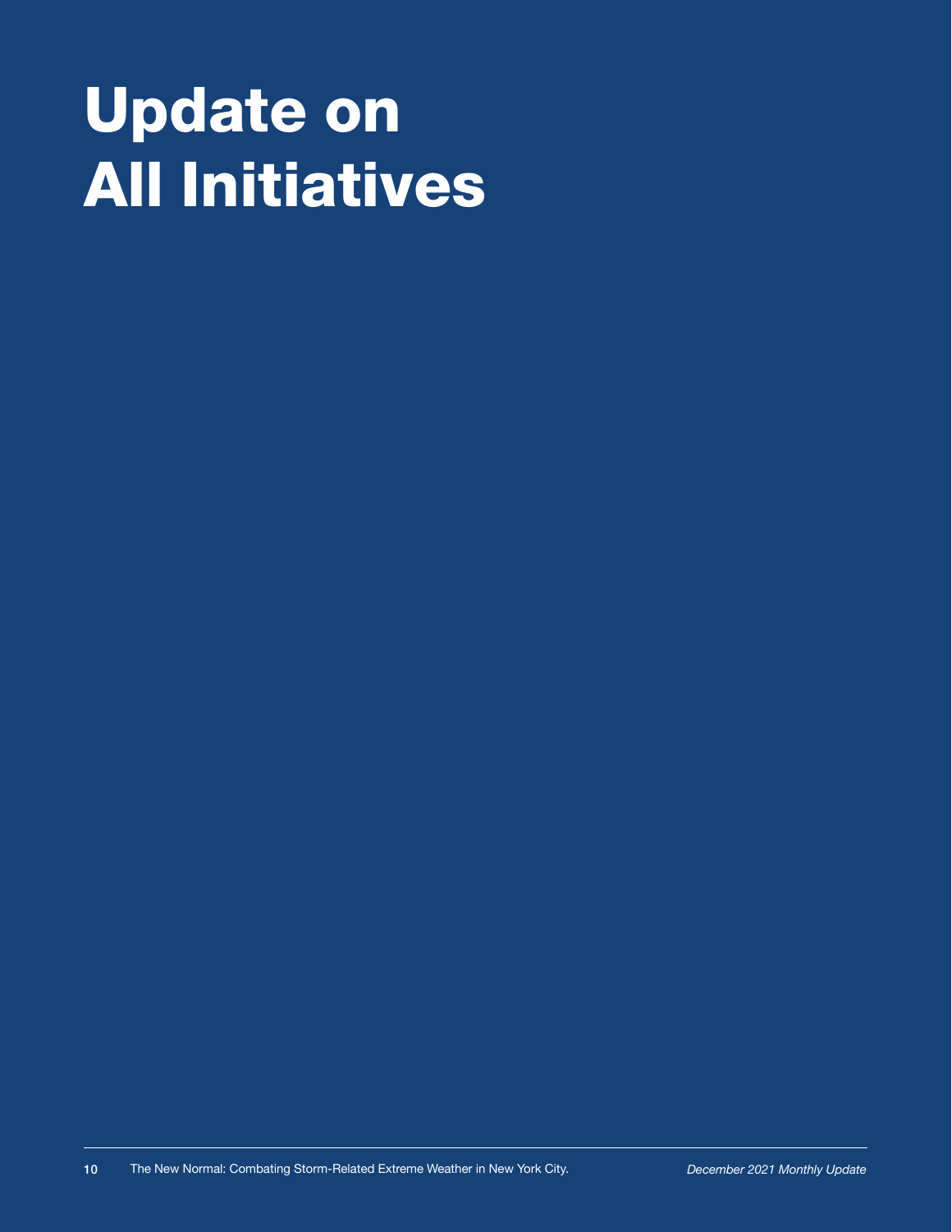# Update on All Initiatives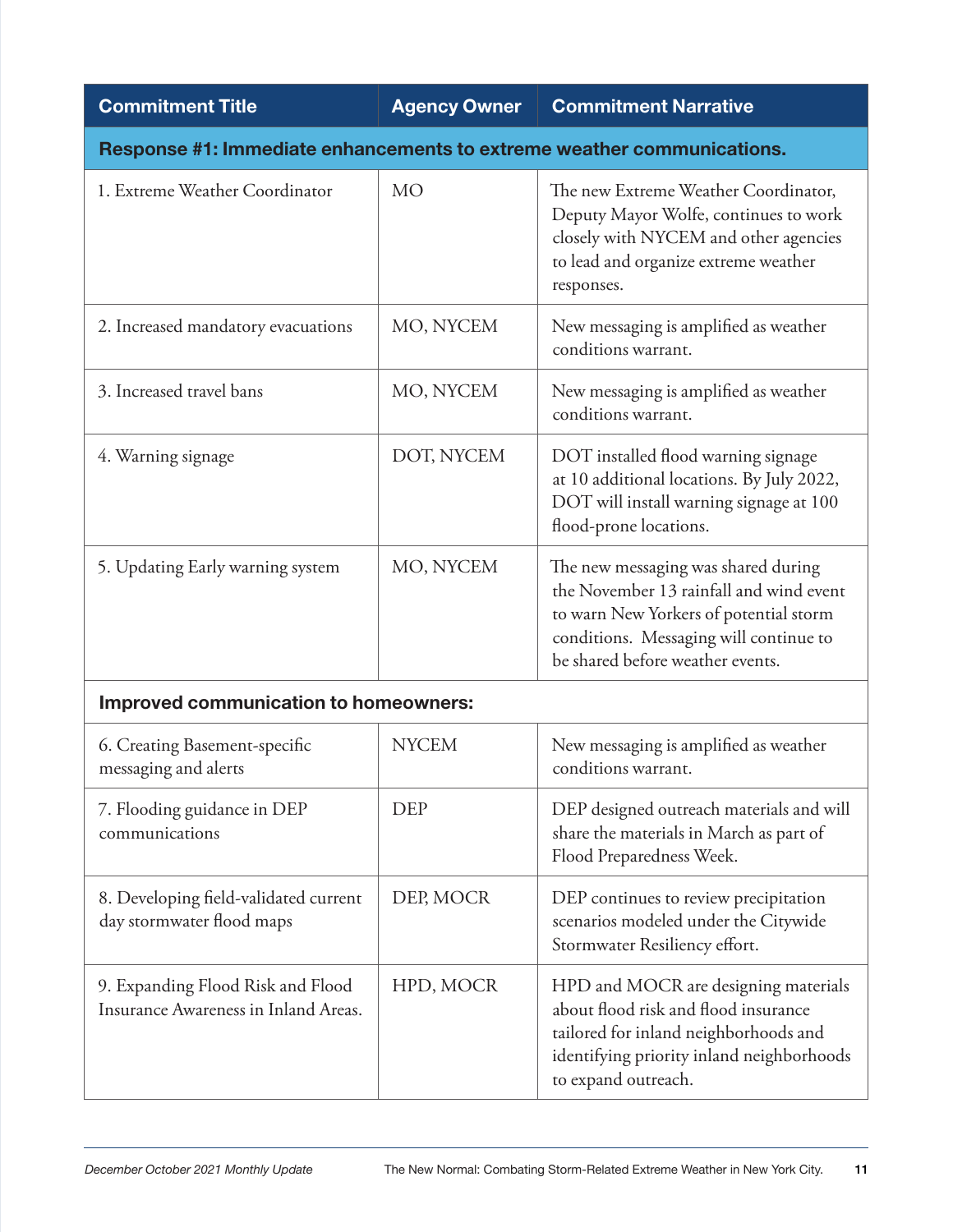| Commitment Title | Agency Owner | Commitment Narrative |
|---|---|---|
| **Response #1: Immediate enhancements to extreme weather communications.** | | |
| 1. Extreme Weather Coordinator | MO | The new Extreme Weather Coordinator, Deputy Mayor Wolfe, continues to work closely with NYCEM and other agencies to lead and organize extreme weather responses. |
| 2. Increased mandatory evacuations | MO, NYCEM | New messaging is amplified as weather conditions warrant. |
| 3. Increased travel bans | MO, NYCEM | New messaging is amplified as weather conditions warrant. |
| 4. Warning signage | DOT, NYCEM | DOT installed flood warning signage at 10 additional locations. By July 2022, DOT will install warning signage at 100 flood-prone locations. |
| 5. Updating Early warning system | MO, NYCEM | The new messaging was shared during the November 13 rainfall and wind event to warn New Yorkers of potential storm conditions. Messaging will continue to be shared before weather events. |
| **Improved communication to homeowners:** | | |
| 6. Creating Basement-specific messaging and alerts | NYCEM | New messaging is amplified as weather conditions warrant. |
| 7. Flooding guidance in DEP communications | DEP | DEP designed outreach materials and will share the materials in March as part of Flood Preparedness Week. |
| 8. Developing field-validated current day stormwater flood maps | DEP, MOCR | DEP continues to review precipitation scenarios modeled under the Citywide Stormwater Resiliency effort. |
| 9. Expanding Flood Risk and Flood Insurance Awareness in Inland Areas. | HPD, MOCR | HPD and MOCR are designing materials about flood risk and flood insurance tailored for inland neighborhoods and identifying priority inland neighborhoods to expand outreach. |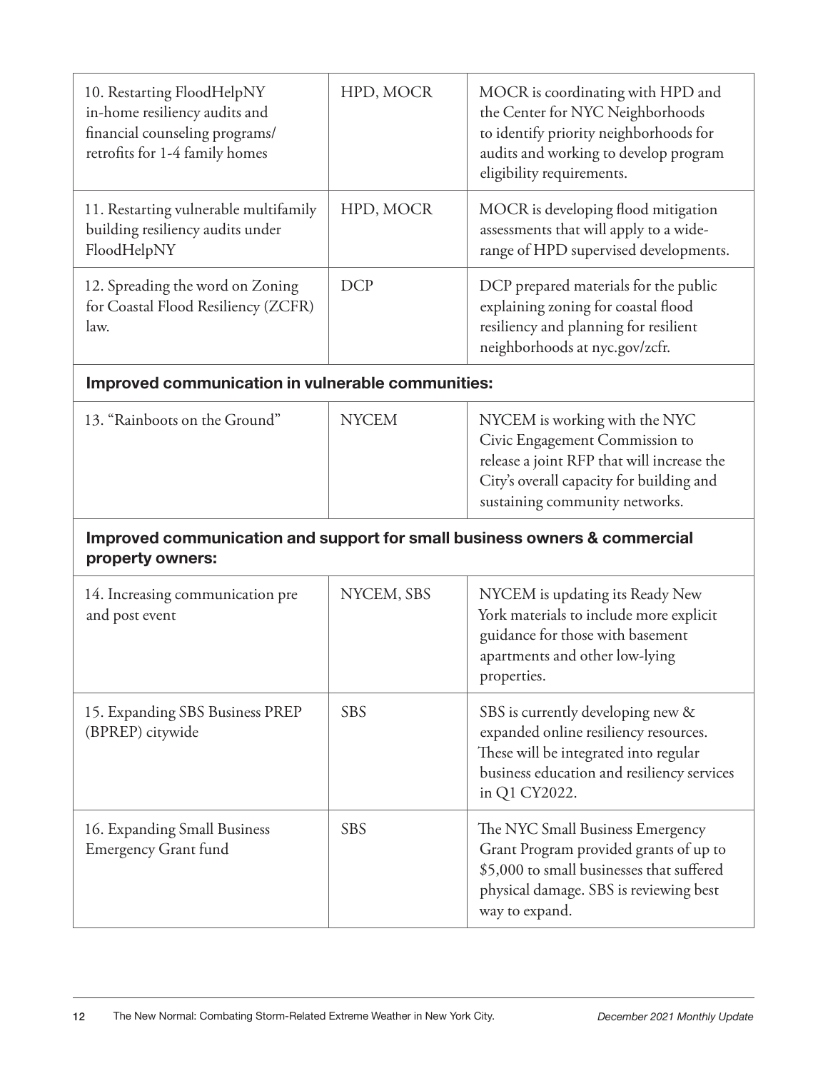| | | |
|---|---|---|
| 10. Restarting FloodHelpNY in-home resiliency audits and financial counseling programs/ retrofits for 1-4 family homes | HPD, MOCR | MOCR is coordinating with HPD and the Center for NYC Neighborhoods to identify priority neighborhoods for audits and working to develop program eligibility requirements. |
| 11. Restarting vulnerable multifamily building resiliency audits under FloodHelpNY | HPD, MOCR | MOCR is developing flood mitigation assessments that will apply to a wide-range of HPD supervised developments. |
| 12. Spreading the word on Zoning for Coastal Flood Resiliency (ZCFR) law. | DCP | DCP prepared materials for the public explaining zoning for coastal flood resiliency and planning for resilient neighborhoods at nyc.gov/zcfr. |
| **Improved communication in vulnerable communities:** | | |
| 13. "Rainboots on the Ground" | NYCEM | NYCEM is working with the NYC Civic Engagement Commission to release a joint RFP that will increase the City's overall capacity for building and sustaining community networks. |
| **Improved communication and support for small business owners & commercial property owners:** | | |
| 14. Increasing communication pre and post event | NYCEM, SBS | NYCEM is updating its Ready New York materials to include more explicit guidance for those with basement apartments and other low-lying properties. |
| 15. Expanding SBS Business PREP (BPREP) citywide | SBS | SBS is currently developing new & expanded online resiliency resources. These will be integrated into regular business education and resiliency services in Q1 CY2022. |
| 16. Expanding Small Business Emergency Grant fund | SBS | The NYC Small Business Emergency Grant Program provided grants of up to $5,000 to small businesses that suffered physical damage. SBS is reviewing best way to expand. |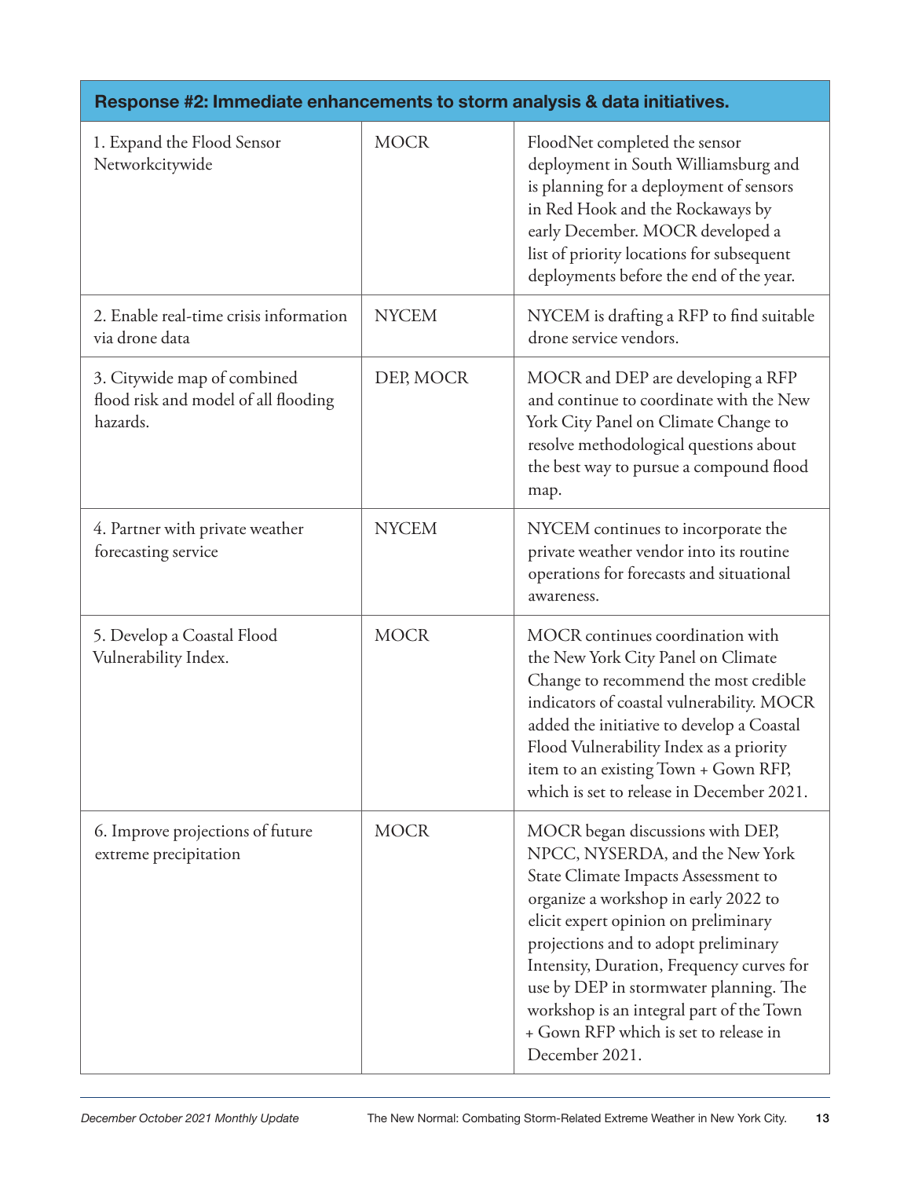| Response #2: Immediate enhancements to storm analysis & data initiatives. | | |
|---|---|---|
| 1. Expand the Flood Sensor Networkcitywide | MOCR | FloodNet completed the sensor deployment in South Williamsburg and is planning for a deployment of sensors in Red Hook and the Rockaways by early December. MOCR developed a list of priority locations for subsequent deployments before the end of the year. |
| 2. Enable real-time crisis information via drone data | NYCEM | NYCEM is drafting a RFP to find suitable drone service vendors. |
| 3. Citywide map of combined flood risk and model of all flooding hazards. | DEP, MOCR | MOCR and DEP are developing a RFP and continue to coordinate with the New York City Panel on Climate Change to resolve methodological questions about the best way to pursue a compound flood map. |
| 4. Partner with private weather forecasting service | NYCEM | NYCEM continues to incorporate the private weather vendor into its routine operations for forecasts and situational awareness. |
| 5. Develop a Coastal Flood Vulnerability Index. | MOCR | MOCR continues coordination with the New York City Panel on Climate Change to recommend the most credible indicators of coastal vulnerability. MOCR added the initiative to develop a Coastal Flood Vulnerability Index as a priority item to an existing Town + Gown RFP, which is set to release in December 2021. |
| 6. Improve projections of future extreme precipitation | MOCR | MOCR began discussions with DEP, NPCC, NYSERDA, and the New York State Climate Impacts Assessment to organize a workshop in early 2022 to elicit expert opinion on preliminary projections and to adopt preliminary Intensity, Duration, Frequency curves for use by DEP in stormwater planning. The workshop is an integral part of the Town + Gown RFP which is set to release in December 2021. |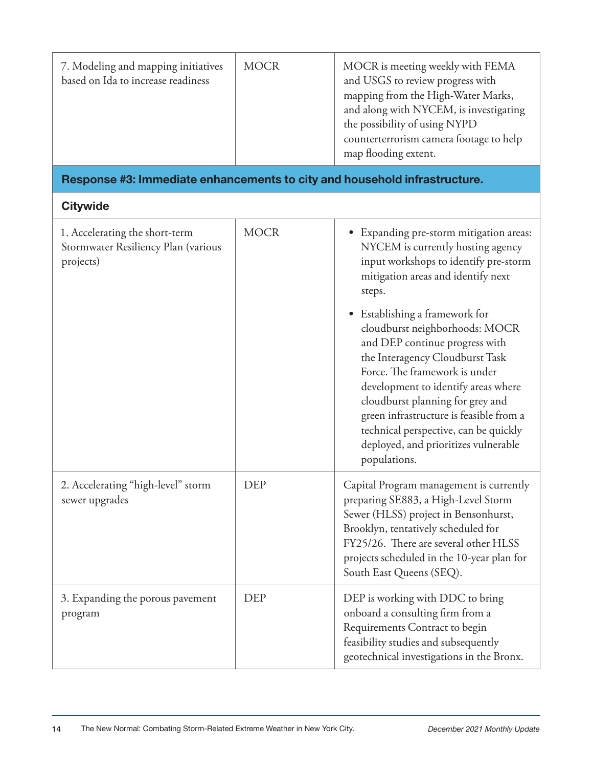| | | |
|---|---|---|
| 7. Modeling and mapping initiatives based on Ida to increase readiness | MOCR | MOCR is meeting weekly with FEMA and USGS to review progress with mapping from the High-Water Marks, and along with NYCEM, is investigating the possibility of using NYPD counterterrorism camera footage to help map flooding extent. |
| **Response #3: Immediate enhancements to city and household infrastructure.** | | |
| **Citywide** | | |
| 1. Accelerating the short-term Stormwater Resiliency Plan (various projects) | MOCR | • Expanding pre-storm mitigation areas: NYCEM is currently hosting agency input workshops to identify pre-storm mitigation areas and identify next steps.<br>• Establishing a framework for cloudburst neighborhoods: MOCR and DEP continue progress with the Interagency Cloudburst Task Force. The framework is under development to identify areas where cloudburst planning for grey and green infrastructure is feasible from a technical perspective, can be quickly deployed, and prioritizes vulnerable populations. |
| 2. Accelerating "high-level" storm sewer upgrades | DEP | Capital Program management is currently preparing SE883, a High-Level Storm Sewer (HLSS) project in Bensonhurst, Brooklyn, tentatively scheduled for FY25/26. There are several other HLSS projects scheduled in the 10-year plan for South East Queens (SEQ). |
| 3. Expanding the porous pavement program | DEP | DEP is working with DDC to bring onboard a consulting firm from a Requirements Contract to begin feasibility studies and subsequently geotechnical investigations in the Bronx. |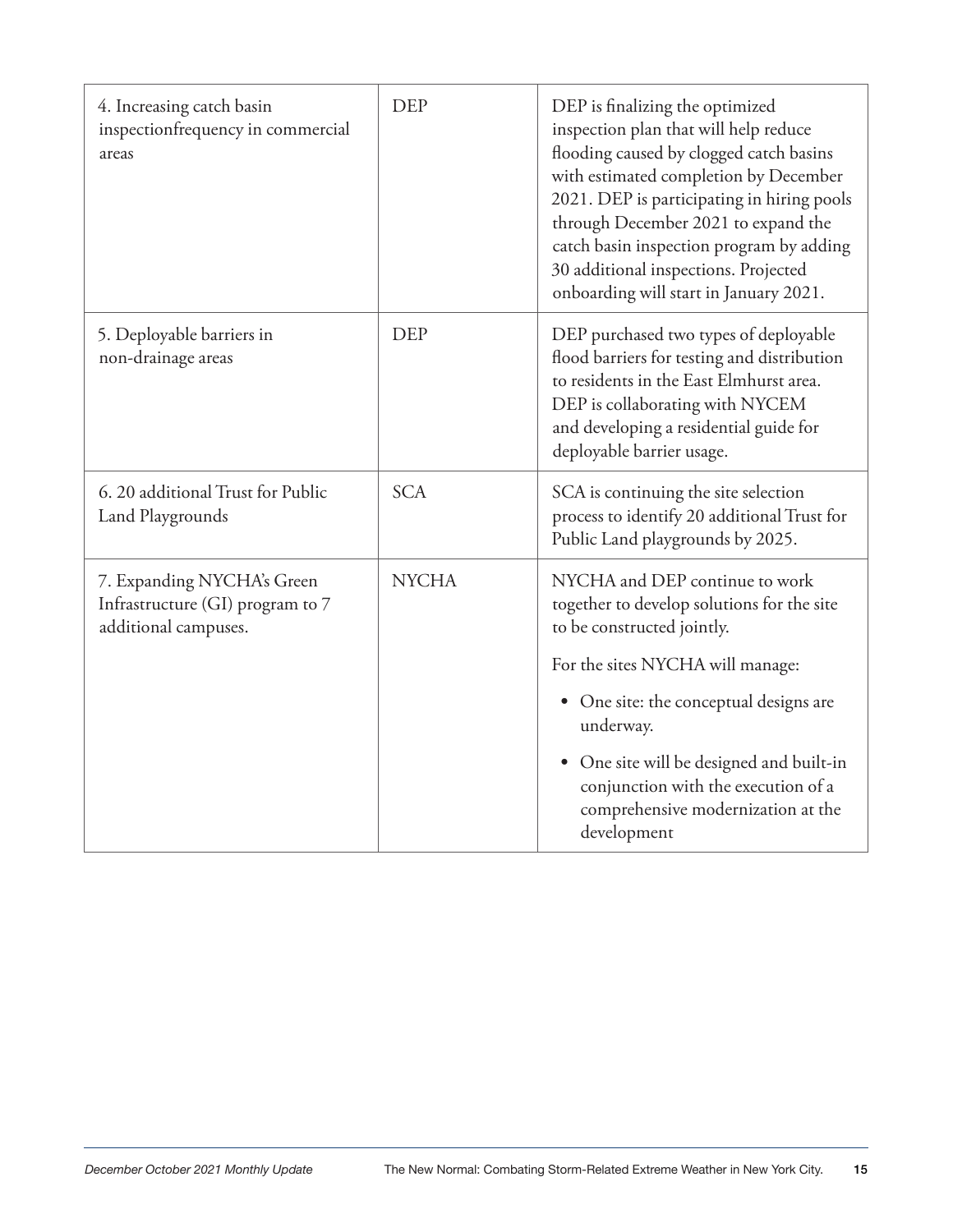| 4. Increasing catch basin inspectionfrequency in commercial areas | DEP | DEP is finalizing the optimized inspection plan that will help reduce flooding caused by clogged catch basins with estimated completion by December 2021. DEP is participating in hiring pools through December 2021 to expand the catch basin inspection program by adding 30 additional inspections. Projected onboarding will start in January 2021. |
|---|---|---|
| 5. Deployable barriers in non-drainage areas | DEP | DEP purchased two types of deployable flood barriers for testing and distribution to residents in the East Elmhurst area. DEP is collaborating with NYCEM and developing a residential guide for deployable barrier usage. |
| 6. 20 additional Trust for Public Land Playgrounds | SCA | SCA is continuing the site selection process to identify 20 additional Trust for Public Land playgrounds by 2025. |
| 7. Expanding NYCHA's Green Infrastructure (GI) program to 7 additional campuses. | NYCHA | NYCHA and DEP continue to work together to develop solutions for the site to be constructed jointly.<br><br>For the sites NYCHA will manage:<br><br>• One site: the conceptual designs are underway.<br><br>• One site will be designed and built-in conjunction with the execution of a comprehensive modernization at the development |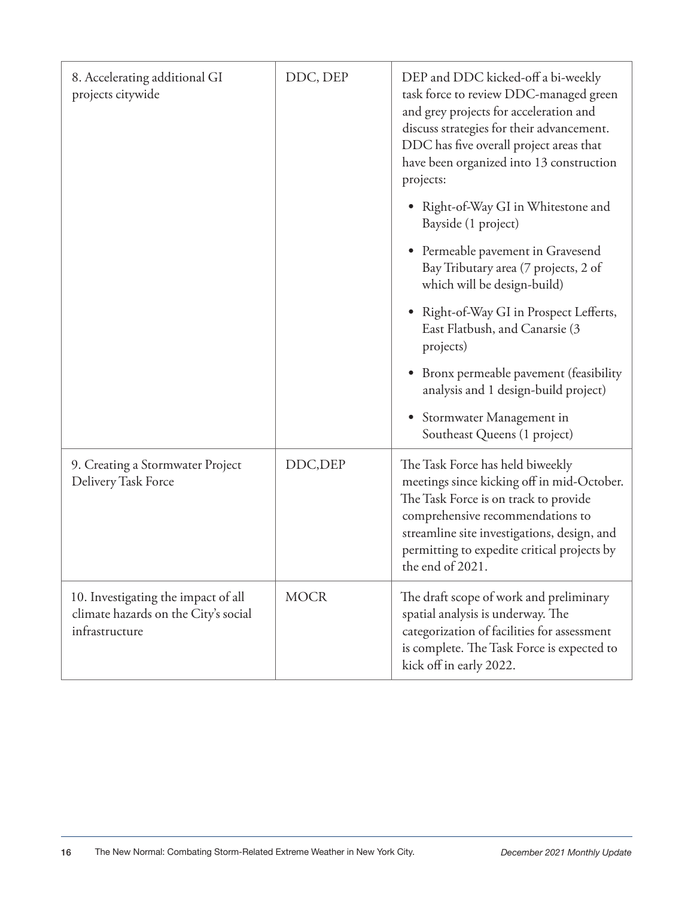| | | |
|---|---|---|
| 8. Accelerating additional GI projects citywide | DDC, DEP | DEP and DDC kicked-off a bi-weekly task force to review DDC-managed green and grey projects for acceleration and discuss strategies for their advancement. DDC has five overall project areas that have been organized into 13 construction projects:<br>• Right-of-Way GI in Whitestone and Bayside (1 project)<br>• Permeable pavement in Gravesend Bay Tributary area (7 projects, 2 of which will be design-build)<br>• Right-of-Way GI in Prospect Lefferts, East Flatbush, and Canarsie (3 projects)<br>• Bronx permeable pavement (feasibility analysis and 1 design-build project)<br>• Stormwater Management in Southeast Queens (1 project) |
| 9. Creating a Stormwater Project Delivery Task Force | DDC,DEP | The Task Force has held biweekly meetings since kicking off in mid-October. The Task Force is on track to provide comprehensive recommendations to streamline site investigations, design, and permitting to expedite critical projects by the end of 2021. |
| 10. Investigating the impact of all climate hazards on the City's social infrastructure | MOCR | The draft scope of work and preliminary spatial analysis is underway. The categorization of facilities for assessment is complete. The Task Force is expected to kick off in early 2022. |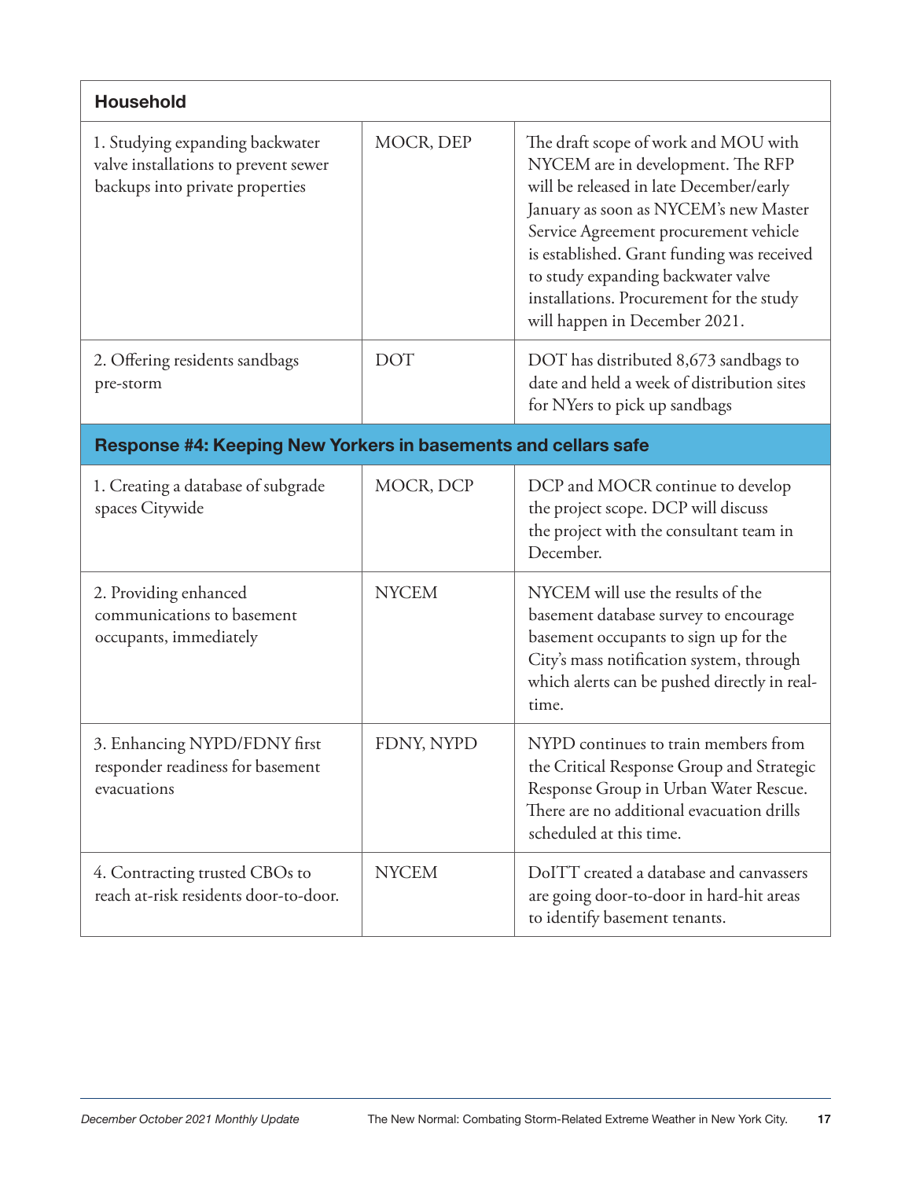| Household | | |
|---|---|---|
| 1. Studying expanding backwater valve installations to prevent sewer backups into private properties | MOCR, DEP | The draft scope of work and MOU with NYCEM are in development. The RFP will be released in late December/early January as soon as NYCEM's new Master Service Agreement procurement vehicle is established. Grant funding was received to study expanding backwater valve installations. Procurement for the study will happen in December 2021. |
| 2. Offering residents sandbags pre-storm | DOT | DOT has distributed 8,673 sandbags to date and held a week of distribution sites for NYers to pick up sandbags |
| **Response #4: Keeping New Yorkers in basements and cellars safe** | | |
| 1. Creating a database of subgrade spaces Citywide | MOCR, DCP | DCP and MOCR continue to develop the project scope. DCP will discuss the project with the consultant team in December. |
| 2. Providing enhanced communications to basement occupants, immediately | NYCEM | NYCEM will use the results of the basement database survey to encourage basement occupants to sign up for the City's mass notification system, through which alerts can be pushed directly in real-time. |
| 3. Enhancing NYPD/FDNY first responder readiness for basement evacuations | FDNY, NYPD | NYPD continues to train members from the Critical Response Group and Strategic Response Group in Urban Water Rescue. There are no additional evacuation drills scheduled at this time. |
| 4. Contracting trusted CBOs to reach at-risk residents door-to-door. | NYCEM | DoITT created a database and canvassers are going door-to-door in hard-hit areas to identify basement tenants. |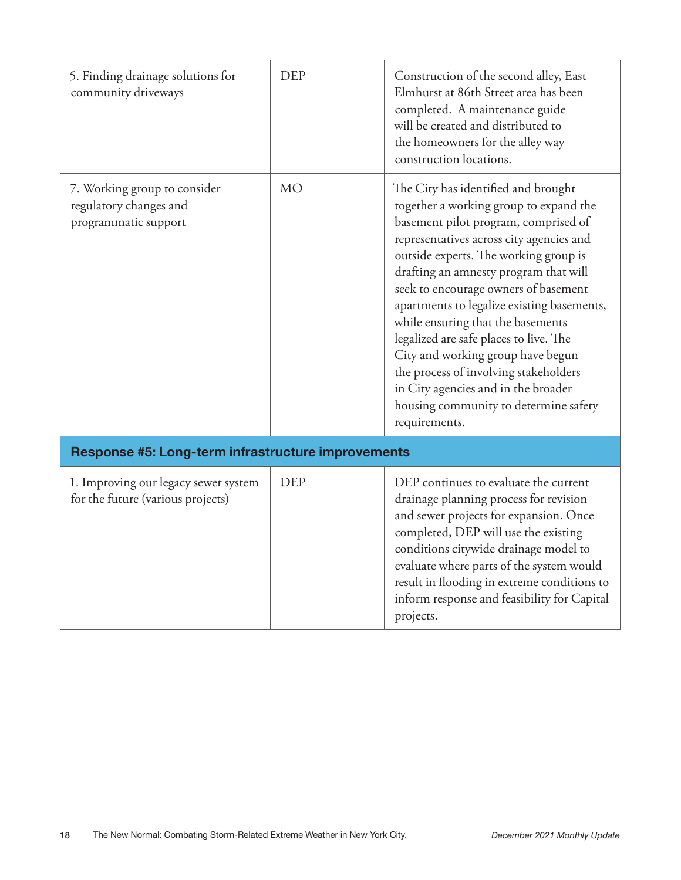| | | |
|---|---|---|
| 5. Finding drainage solutions for community driveways | DEP | Construction of the second alley, East Elmhurst at 86th Street area has been completed. A maintenance guide will be created and distributed to the homeowners for the alley way construction locations. |
| 7. Working group to consider regulatory changes and programmatic support | MO | The City has identified and brought together a working group to expand the basement pilot program, comprised of representatives across city agencies and outside experts. The working group is drafting an amnesty program that will seek to encourage owners of basement apartments to legalize existing basements, while ensuring that the basements legalized are safe places to live. The City and working group have begun the process of involving stakeholders in City agencies and in the broader housing community to determine safety requirements. |
| **Response #5: Long-term infrastructure improvements** | | |
| 1. Improving our legacy sewer system for the future (various projects) | DEP | DEP continues to evaluate the current drainage planning process for revision and sewer projects for expansion. Once completed, DEP will use the existing conditions citywide drainage model to evaluate where parts of the system would result in flooding in extreme conditions to inform response and feasibility for Capital projects. |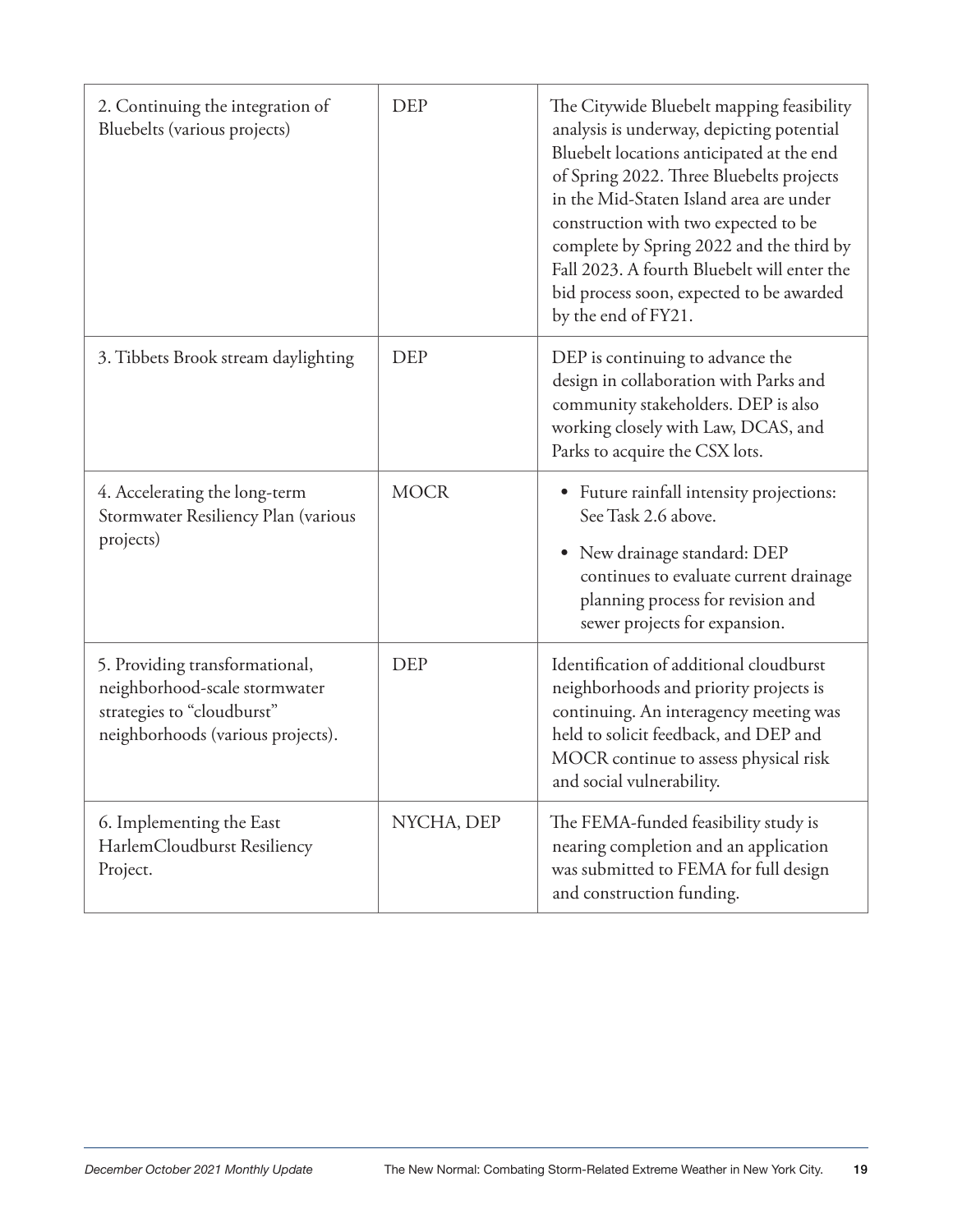| | | |
|---|---|---|
| 2. Continuing the integration of Bluebelts (various projects) | DEP | The Citywide Bluebelt mapping feasibility analysis is underway, depicting potential Bluebelt locations anticipated at the end of Spring 2022. Three Bluebelts projects in the Mid-Staten Island area are under construction with two expected to be complete by Spring 2022 and the third by Fall 2023. A fourth Bluebelt will enter the bid process soon, expected to be awarded by the end of FY21. |
| 3. Tibbets Brook stream daylighting | DEP | DEP is continuing to advance the design in collaboration with Parks and community stakeholders. DEP is also working closely with Law, DCAS, and Parks to acquire the CSX lots. |
| 4. Accelerating the long-term Stormwater Resiliency Plan (various projects) | MOCR | • Future rainfall intensity projections: See Task 2.6 above.<br>• New drainage standard: DEP continues to evaluate current drainage planning process for revision and sewer projects for expansion. |
| 5. Providing transformational, neighborhood-scale stormwater strategies to "cloudburst" neighborhoods (various projects). | DEP | Identification of additional cloudburst neighborhoods and priority projects is continuing. An interagency meeting was held to solicit feedback, and DEP and MOCR continue to assess physical risk and social vulnerability. |
| 6. Implementing the East HarlemCloudburst Resiliency Project. | NYCHA, DEP | The FEMA-funded feasibility study is nearing completion and an application was submitted to FEMA for full design and construction funding. |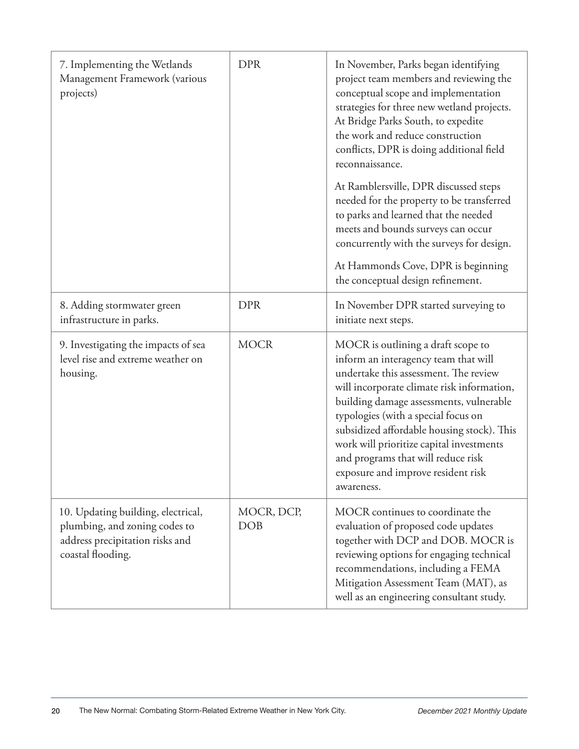| | | |
|---|---|---|
| 7. Implementing the Wetlands Management Framework (various projects) | DPR | In November, Parks began identifying project team members and reviewing the conceptual scope and implementation strategies for three new wetland projects. At Bridge Parks South, to expedite the work and reduce construction conflicts, DPR is doing additional field reconnaissance.<br><br>At Ramblersville, DPR discussed steps needed for the property to be transferred to parks and learned that the needed meets and bounds surveys can occur concurrently with the surveys for design.<br><br>At Hammonds Cove, DPR is beginning the conceptual design refinement. |
| 8. Adding stormwater green infrastructure in parks. | DPR | In November DPR started surveying to initiate next steps. |
| 9. Investigating the impacts of sea level rise and extreme weather on housing. | MOCR | MOCR is outlining a draft scope to inform an interagency team that will undertake this assessment. The review will incorporate climate risk information, building damage assessments, vulnerable typologies (with a special focus on subsidized affordable housing stock). This work will prioritize capital investments and programs that will reduce risk exposure and improve resident risk awareness. |
| 10. Updating building, electrical, plumbing, and zoning codes to address precipitation risks and coastal flooding. | MOCR, DCP, DOB | MOCR continues to coordinate the evaluation of proposed code updates together with DCP and DOB. MOCR is reviewing options for engaging technical recommendations, including a FEMA Mitigation Assessment Team (MAT), as well as an engineering consultant study. |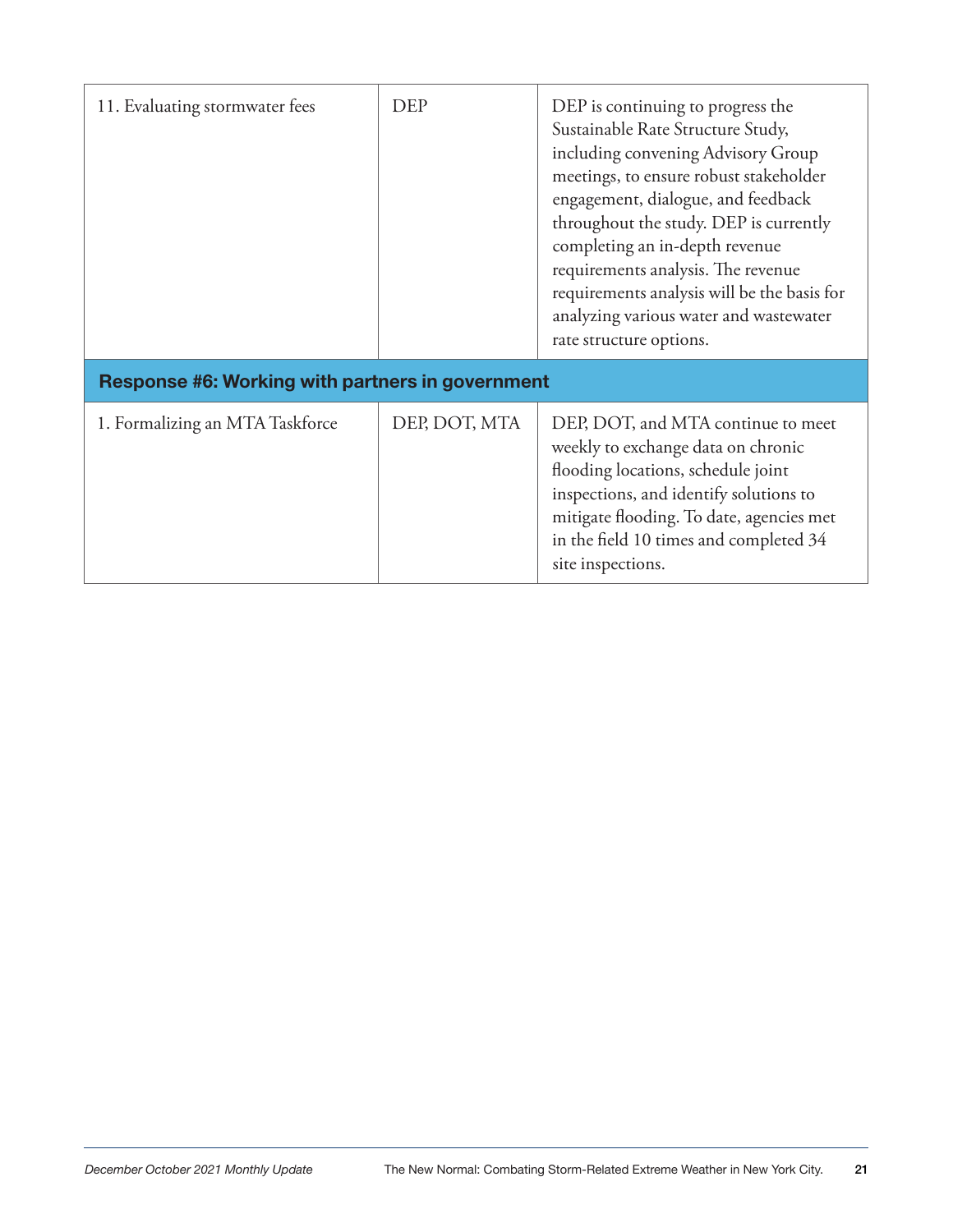| | | |
|---|---|---|
| 11. Evaluating stormwater fees | DEP | DEP is continuing to progress the Sustainable Rate Structure Study, including convening Advisory Group meetings, to ensure robust stakeholder engagement, dialogue, and feedback throughout the study. DEP is currently completing an in-depth revenue requirements analysis. The revenue requirements analysis will be the basis for analyzing various water and wastewater rate structure options. |
| **Response #6: Working with partners in government** | | |
| 1. Formalizing an MTA Taskforce | DEP, DOT, MTA | DEP, DOT, and MTA continue to meet weekly to exchange data on chronic flooding locations, schedule joint inspections, and identify solutions to mitigate flooding. To date, agencies met in the field 10 times and completed 34 site inspections. |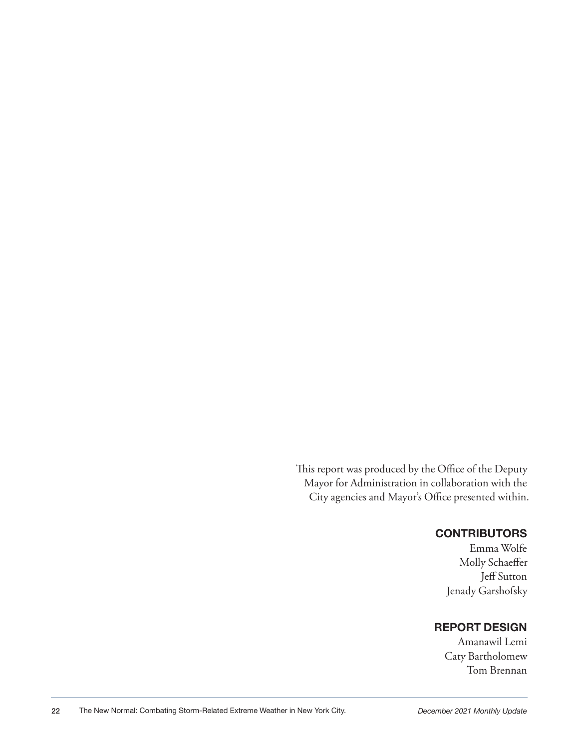This report was produced by the Office of the Deputy Mayor for Administration in collaboration with the City agencies and Mayor's Office presented within.

## CONTRIBUTORS

Emma Wolfe
Molly Schaeffer
Jeff Sutton
Jenady Garshofsky

## REPORT DESIGN

Amanawil Lemi
Caty Bartholomew
Tom Brennan